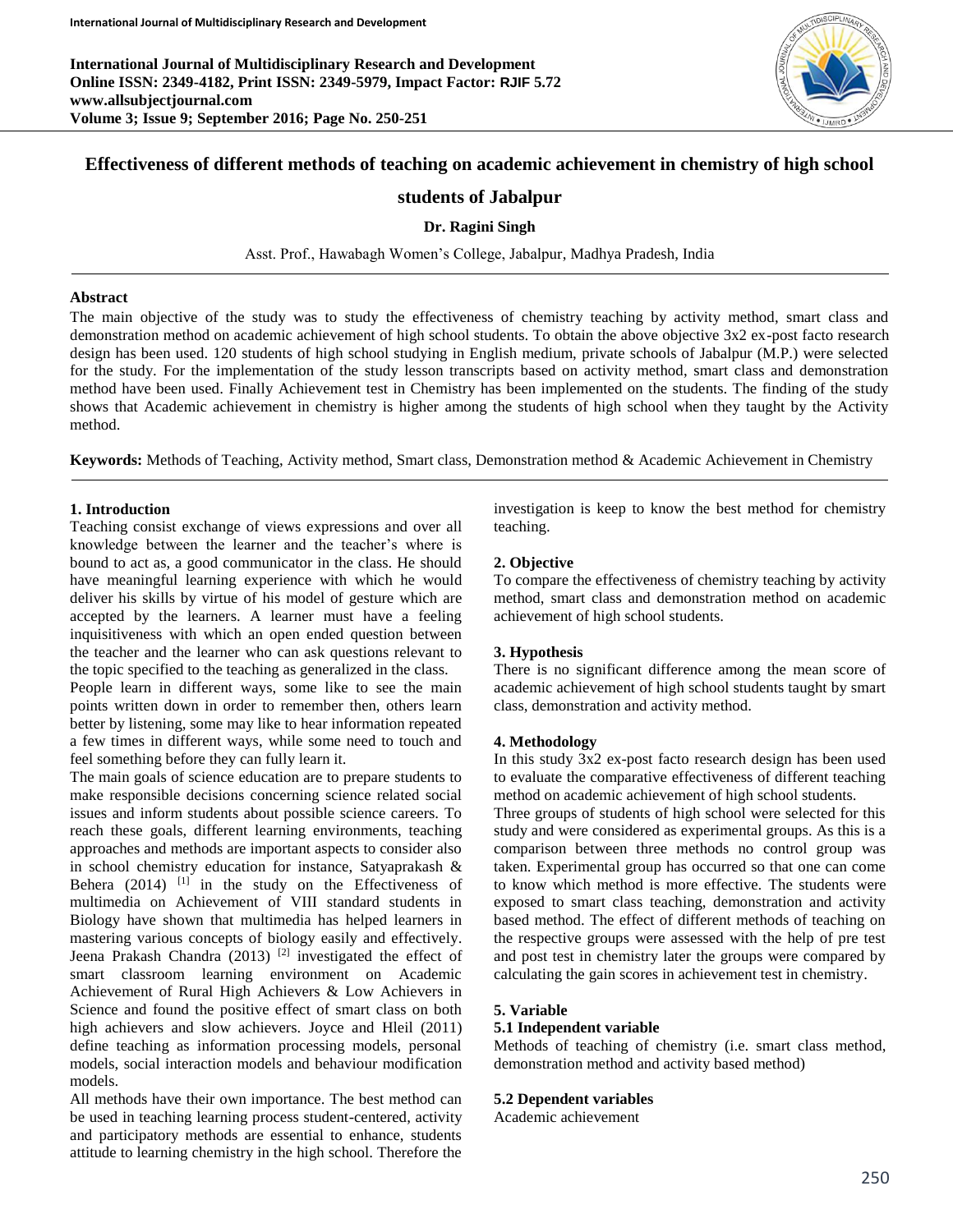# Effectiveness of different methods of teaching on academic achievement in chemistry of high school students of Jabalpur

**Dr. Ragini Singh**

Asst. Prof., Hawabagh Women's College, Jabalpur, Madhya Pradesh, India

## Abstract

The main objective of the study was to study the effectiveness of chemistry teaching by activity method, smart class and demonstration method on academic achievement of high school students. To obtain the above objective 3x2 ex-post facto research design has been used. 120 students of high school studying in English medium, private schools of Jabalpur (M.P.) were selected for the study. For the implementation of the study lesson transcripts based on activity method, smart class and demonstration method have been used. Finally Achievement test in Chemistry has been implemented on the students. The finding of the study shows that Academic achievement in chemistry is higher among the students of high school when they taught by the Activity method.

**Keywords:** Methods of Teaching, Activity method, Smart class, Demonstration method & Academic Achievement in Chemistry

## 1. Introduction

Teaching consist exchange of views expressions and over all knowledge between the learner and the teacher's where is bound to act as, a good communicator in the class. He should have meaningful learning experience with which he would deliver his skills by virtue of his model of gesture which are accepted by the learners. A learner must have a feeling inquisitiveness with which an open ended question between the teacher and the learner who can ask questions relevant to the topic specified to the teaching as generalized in the class.

People learn in different ways, some like to see the main points written down in order to remember then, others learn better by listening, some may like to hear information repeated a few times in different ways, while some need to touch and feel something before they can fully learn it.

The main goals of science education are to prepare students to make responsible decisions concerning science related social issues and inform students about possible science careers. To reach these goals, different learning environments, teaching approaches and methods are important aspects to consider also in school chemistry education for instance, Satyaprakash & Behera (2014) [1] in the study on the Effectiveness of multimedia on Achievement of VIII standard students in Biology have shown that multimedia has helped learners in mastering various concepts of biology easily and effectively. Jeena Prakash Chandra (2013) [2] investigated the effect of smart classroom learning environment on Academic Achievement of Rural High Achievers & Low Achievers in Science and found the positive effect of smart class on both high achievers and slow achievers. Joyce and Hleil (2011) define teaching as information processing models, personal models, social interaction models and behaviour modification models.

All methods have their own importance. The best method can be used in teaching learning process student-centered, activity and participatory methods are essential to enhance, students attitude to learning chemistry in the high school. Therefore the investigation is keep to know the best method for chemistry teaching.

## 2. Objective

To compare the effectiveness of chemistry teaching by activity method, smart class and demonstration method on academic achievement of high school students.

## 3. Hypothesis

There is no significant difference among the mean score of academic achievement of high school students taught by smart class, demonstration and activity method.

## 4. Methodology

In this study 3x2 ex-post facto research design has been used to evaluate the comparative effectiveness of different teaching method on academic achievement of high school students.

Three groups of students of high school were selected for this study and were considered as experimental groups. As this is a comparison between three methods no control group was taken. Experimental group has occurred so that one can come to know which method is more effective. The students were exposed to smart class teaching, demonstration and activity based method. The effect of different methods of teaching on the respective groups were assessed with the help of pre test and post test in chemistry later the groups were compared by calculating the gain scores in achievement test in chemistry.

## 5. Variable

### 5.1 Independent variable

Methods of teaching of chemistry (i.e. smart class method, demonstration method and activity based method)

### 5.2 Dependent variables

Academic achievement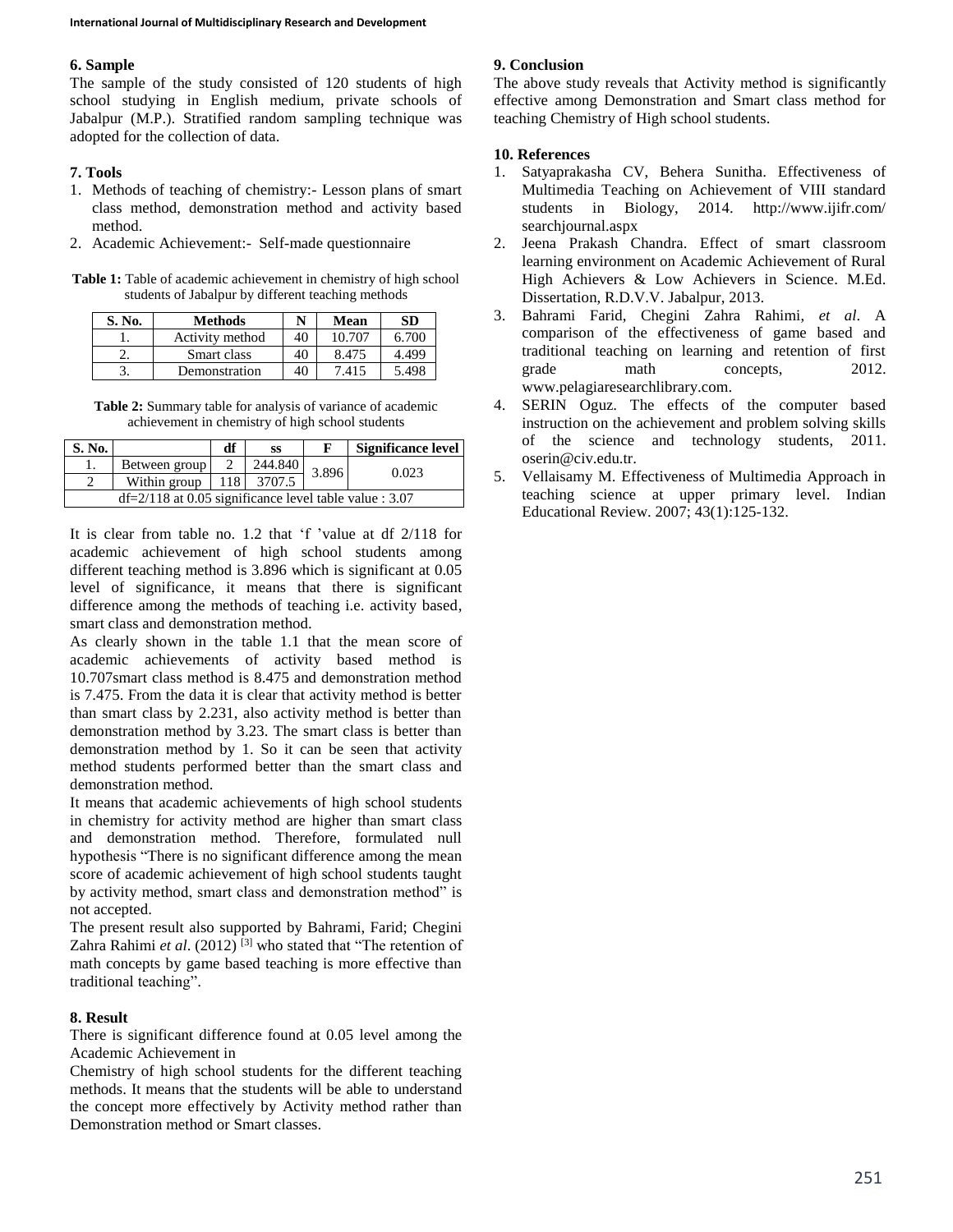## 6. Sample

The sample of the study consisted of 120 students of high school studying in English medium, private schools of Jabalpur (M.P.). Stratified random sampling technique was adopted for the collection of data.

## 7. Tools

1. Methods of teaching of chemistry:- Lesson plans of smart class method, demonstration method and activity based method.
2. Academic Achievement:- Self-made questionnaire

**Table 1:** Table of academic achievement in chemistry of high school students of Jabalpur by different teaching methods

| S. No. | Methods | N | Mean | SD |
|---|---|---|---|---|
| 1. | Activity method | 40 | 10.707 | 6.700 |
| 2. | Smart class | 40 | 8.475 | 4.499 |
| 3. | Demonstration | 40 | 7.415 | 5.498 |

**Table 2:** Summary table for analysis of variance of academic achievement in chemistry of high school students

| S. No. | | df | ss | F | Significance level |
|---|---|---|---|---|---|
| 1. | Between group | 2 | 244.840 | 3.896 | 0.023 |
| 2 | Within group | 118 | 3707.5 | | |
| df=2/118 at 0.05 significance level table value : 3.07 | | | | | |

It is clear from table no. 1.2 that 'f 'value at df 2/118 for academic achievement of high school students among different teaching method is 3.896 which is significant at 0.05 level of significance, it means that there is significant difference among the methods of teaching i.e. activity based, smart class and demonstration method.

As clearly shown in the table 1.1 that the mean score of academic achievements of activity based method is 10.707smart class method is 8.475 and demonstration method is 7.475. From the data it is clear that activity method is better than smart class by 2.231, also activity method is better than demonstration method by 3.23. The smart class is better than demonstration method by 1. So it can be seen that activity method students performed better than the smart class and demonstration method.

It means that academic achievements of high school students in chemistry for activity method are higher than smart class and demonstration method. Therefore, formulated null hypothesis "There is no significant difference among the mean score of academic achievement of high school students taught by activity method, smart class and demonstration method" is not accepted.

The present result also supported by Bahrami, Farid; Chegini Zahra Rahimi *et al*. (2012) [3] who stated that "The retention of math concepts by game based teaching is more effective than traditional teaching".

## 8. Result

There is significant difference found at 0.05 level among the Academic Achievement in

Chemistry of high school students for the different teaching methods. It means that the students will be able to understand the concept more effectively by Activity method rather than Demonstration method or Smart classes.

## 9. Conclusion

The above study reveals that Activity method is significantly effective among Demonstration and Smart class method for teaching Chemistry of High school students.

## 10. References

1. Satyaprakasha CV, Behera Sunitha. Effectiveness of Multimedia Teaching on Achievement of VIII standard students in Biology, 2014. http://www.ijifr.com/searchjournal.aspx
2. Jeena Prakash Chandra. Effect of smart classroom learning environment on Academic Achievement of Rural High Achievers & Low Achievers in Science. M.Ed. Dissertation, R.D.V.V. Jabalpur, 2013.
3. Bahrami Farid, Chegini Zahra Rahimi, *et al*. A comparison of the effectiveness of game based and traditional teaching on learning and retention of first grade math concepts, 2012. www.pelagiaresearchlibrary.com.
4. SERIN Oguz. The effects of the computer based instruction on the achievement and problem solving skills of the science and technology students, 2011. oserin@civ.edu.tr.
5. Vellaisamy M. Effectiveness of Multimedia Approach in teaching science at upper primary level. Indian Educational Review. 2007; 43(1):125-132.